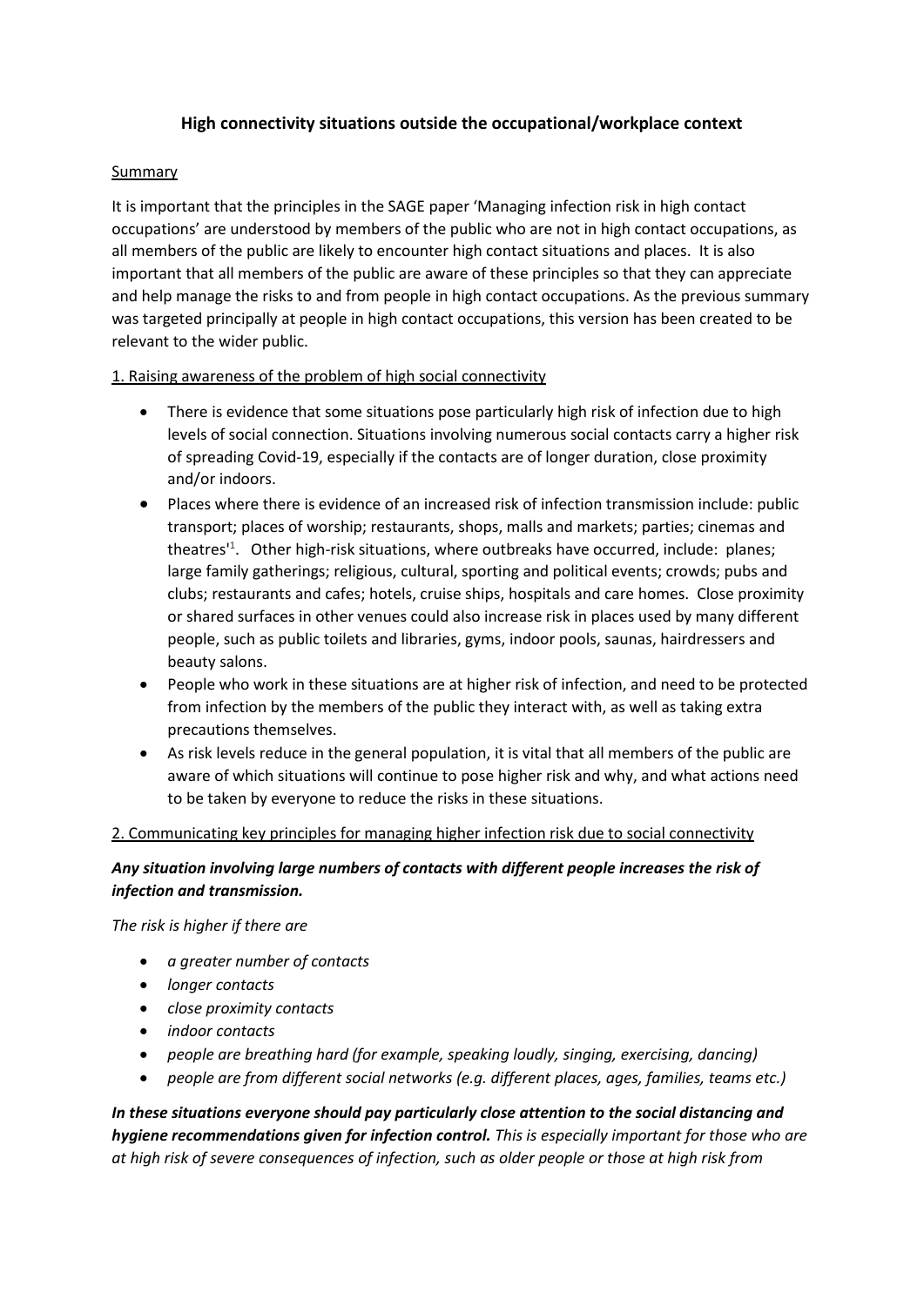# High connectivity situations outside the occupational/workplace context

## Summary

It is important that the principles in the SAGE paper 'Managing infection risk in high contact occupations' are understood by members of the public who are not in high contact occupations, as all members of the public are likely to encounter high contact situations and places. It is also important that all members of the public are aware of these principles so that they can appreciate and help manage the risks to and from people in high contact occupations. As the previous summary was targeted principally at people in high contact occupations, this version has been created to be relevant to the wider public.

## 1. Raising awareness of the problem of high social connectivity

- There is evidence that some situations pose particularly high risk of infection due to high levels of social connection. Situations involving numerous social contacts carry a higher risk of spreading Covid-19, especially if the contacts are of longer duration, close proximity and/or indoors.
- Places where there is evidence of an increased risk of infection transmission include: public transport; places of worship; restaurants, shops, malls and markets; parties; cinemas and theatres'[1]. Other high-risk situations, where outbreaks have occurred, include: planes; large family gatherings; religious, cultural, sporting and political events; crowds; pubs and clubs; restaurants and cafes; hotels, cruise ships, hospitals and care homes. Close proximity or shared surfaces in other venues could also increase risk in places used by many different people, such as public toilets and libraries, gyms, indoor pools, saunas, hairdressers and beauty salons.
- People who work in these situations are at higher risk of infection, and need to be protected from infection by the members of the public they interact with, as well as taking extra precautions themselves.
- As risk levels reduce in the general population, it is vital that all members of the public are aware of which situations will continue to pose higher risk and why, and what actions need to be taken by everyone to reduce the risks in these situations.

## 2. Communicating key principles for managing higher infection risk due to social connectivity

***Any situation involving large numbers of contacts with different people increases the risk of infection and transmission.***

*The risk is higher if there are*

- *a greater number of contacts*
- *longer contacts*
- *close proximity contacts*
- *indoor contacts*
- *people are breathing hard (for example, speaking loudly, singing, exercising, dancing)*
- *people are from different social networks (e.g. different places, ages, families, teams etc.)*

***In these situations everyone should pay particularly close attention to the social distancing and hygiene recommendations given for infection control.*** *This is especially important for those who are at high risk of severe consequences of infection, such as older people or those at high risk from*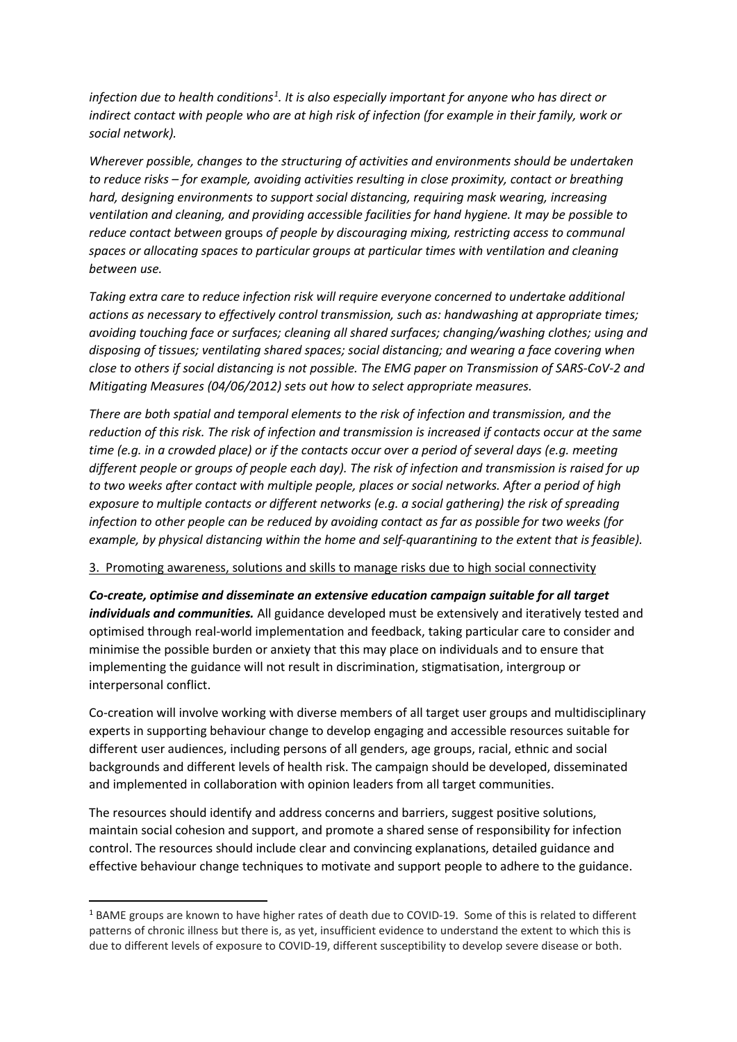*infection due to health conditions[1]. It is also especially important for anyone who has direct or indirect contact with people who are at high risk of infection (for example in their family, work or social network).*

*Wherever possible, changes to the structuring of activities and environments should be undertaken to reduce risks – for example, avoiding activities resulting in close proximity, contact or breathing hard, designing environments to support social distancing, requiring mask wearing, increasing ventilation and cleaning, and providing accessible facilities for hand hygiene. It may be possible to reduce contact between* groups *of people by discouraging mixing, restricting access to communal spaces or allocating spaces to particular groups at particular times with ventilation and cleaning between use.*

*Taking extra care to reduce infection risk will require everyone concerned to undertake additional actions as necessary to effectively control transmission, such as: handwashing at appropriate times; avoiding touching face or surfaces; cleaning all shared surfaces; changing/washing clothes; using and disposing of tissues; ventilating shared spaces; social distancing; and wearing a face covering when close to others if social distancing is not possible. The EMG paper on Transmission of SARS-CoV-2 and Mitigating Measures (04/06/2012) sets out how to select appropriate measures.*

*There are both spatial and temporal elements to the risk of infection and transmission, and the reduction of this risk. The risk of infection and transmission is increased if contacts occur at the same time (e.g. in a crowded place) or if the contacts occur over a period of several days (e.g. meeting different people or groups of people each day). The risk of infection and transmission is raised for up to two weeks after contact with multiple people, places or social networks. After a period of high exposure to multiple contacts or different networks (e.g. a social gathering) the risk of spreading infection to other people can be reduced by avoiding contact as far as possible for two weeks (for example, by physical distancing within the home and self-quarantining to the extent that is feasible).*

3. Promoting awareness, solutions and skills to manage risks due to high social connectivity

***Co-create, optimise and disseminate an extensive education campaign suitable for all target individuals and communities.*** All guidance developed must be extensively and iteratively tested and optimised through real-world implementation and feedback, taking particular care to consider and minimise the possible burden or anxiety that this may place on individuals and to ensure that implementing the guidance will not result in discrimination, stigmatisation, intergroup or interpersonal conflict.

Co-creation will involve working with diverse members of all target user groups and multidisciplinary experts in supporting behaviour change to develop engaging and accessible resources suitable for different user audiences, including persons of all genders, age groups, racial, ethnic and social backgrounds and different levels of health risk. The campaign should be developed, disseminated and implemented in collaboration with opinion leaders from all target communities.

The resources should identify and address concerns and barriers, suggest positive solutions, maintain social cohesion and support, and promote a shared sense of responsibility for infection control. The resources should include clear and convincing explanations, detailed guidance and effective behaviour change techniques to motivate and support people to adhere to the guidance.

---

[1] BAME groups are known to have higher rates of death due to COVID-19. Some of this is related to different patterns of chronic illness but there is, as yet, insufficient evidence to understand the extent to which this is due to different levels of exposure to COVID-19, different susceptibility to develop severe disease or both.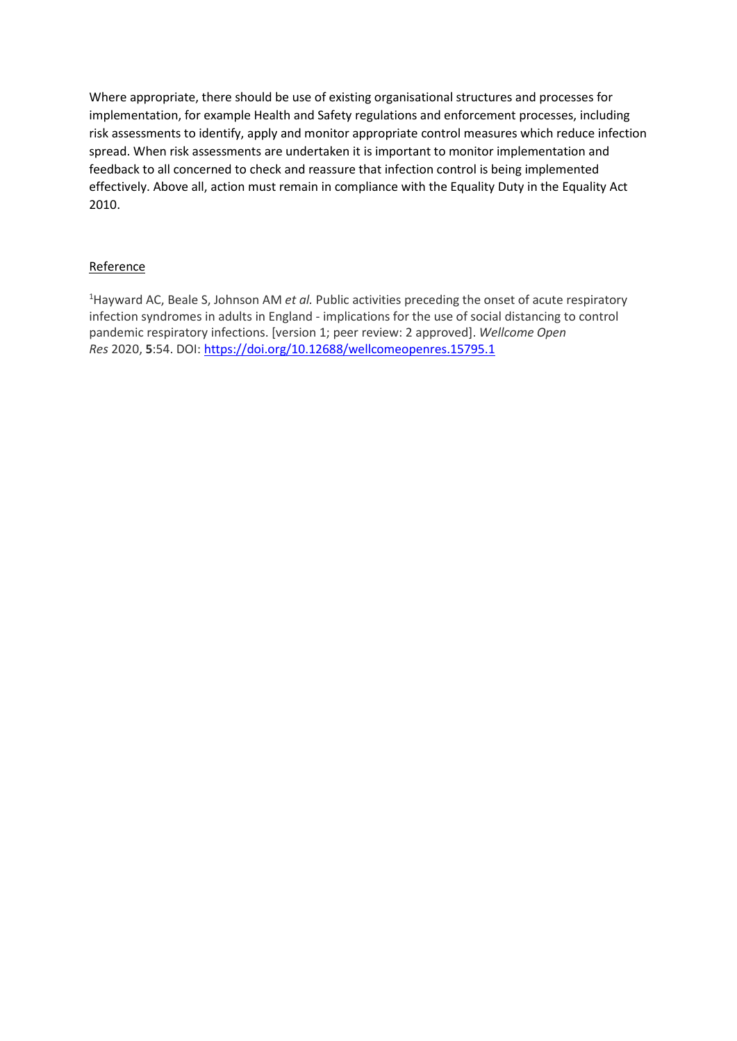Where appropriate, there should be use of existing organisational structures and processes for implementation, for example Health and Safety regulations and enforcement processes, including risk assessments to identify, apply and monitor appropriate control measures which reduce infection spread. When risk assessments are undertaken it is important to monitor implementation and feedback to all concerned to check and reassure that infection control is being implemented effectively. Above all, action must remain in compliance with the Equality Duty in the Equality Act 2010.

## Reference

[1]Hayward AC, Beale S, Johnson AM *et al.* Public activities preceding the onset of acute respiratory infection syndromes in adults in England - implications for the use of social distancing to control pandemic respiratory infections. [version 1; peer review: 2 approved]. *Wellcome Open Res* 2020, **5**:54. DOI: https://doi.org/10.12688/wellcomeopenres.15795.1